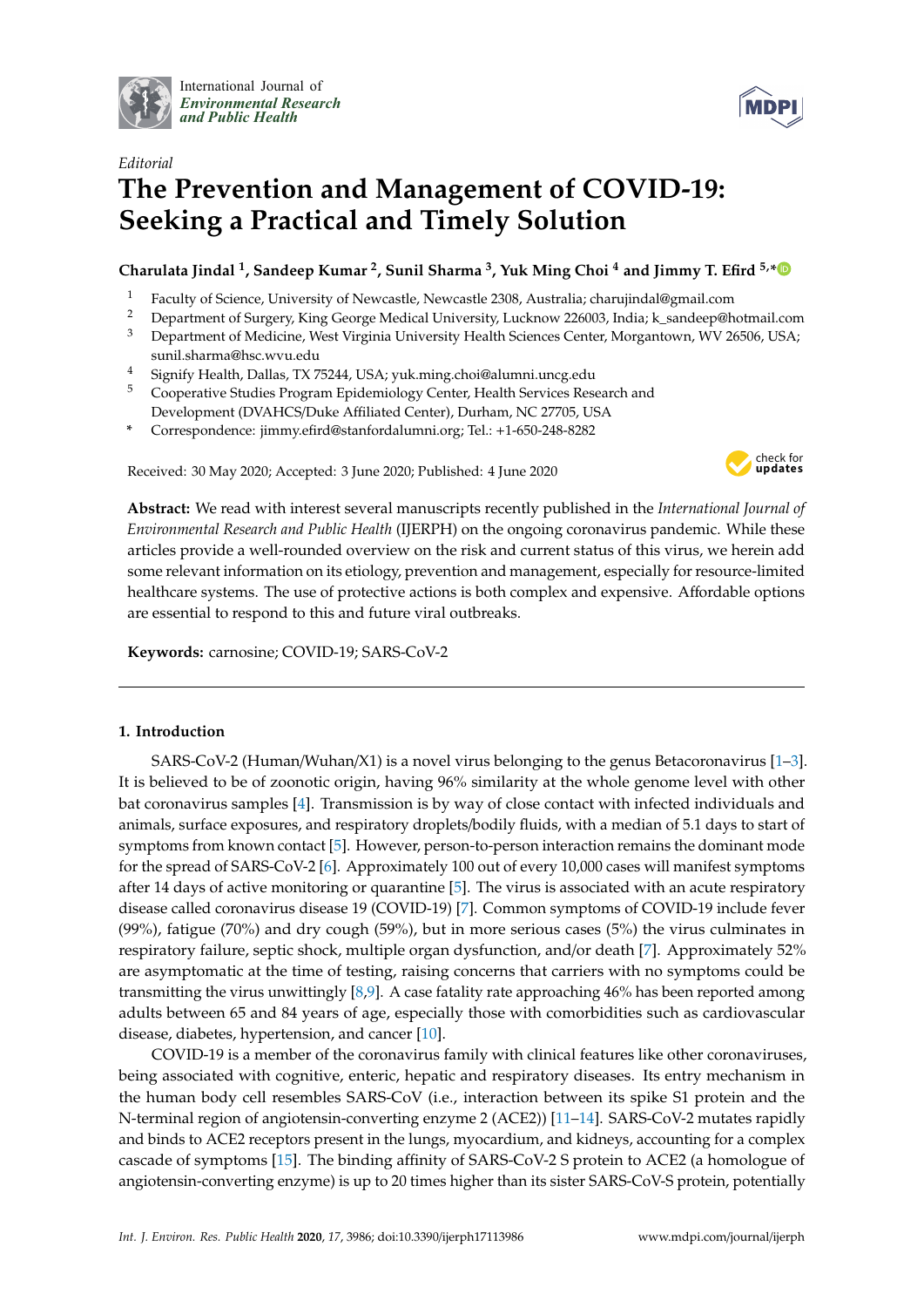*Editorial*

# The Prevention and Management of COVID-19: Seeking a Practical and Timely Solution

**Charulata Jindal [1], Sandeep Kumar [2], Sunil Sharma [3], Yuk Ming Choi [4] and Jimmy T. Efird [5,*]**

[1] Faculty of Science, University of Newcastle, Newcastle 2308, Australia; charujindal@gmail.com
[2] Department of Surgery, King George Medical University, Lucknow 226003, India; k_sandeep@hotmail.com
[3] Department of Medicine, West Virginia University Health Sciences Center, Morgantown, WV 26506, USA; sunil.sharma@hsc.wvu.edu
[4] Signify Health, Dallas, TX 75244, USA; yuk.ming.choi@alumni.uncg.edu
[5] Cooperative Studies Program Epidemiology Center, Health Services Research and Development (DVAHCS/Duke Affiliated Center), Durham, NC 27705, USA
* Correspondence: jimmy.efird@stanfordalumni.org; Tel.: +1-650-248-8282

Received: 30 May 2020; Accepted: 3 June 2020; Published: 4 June 2020

**Abstract:** We read with interest several manuscripts recently published in the *International Journal of Environmental Research and Public Health* (IJERPH) on the ongoing coronavirus pandemic. While these articles provide a well-rounded overview on the risk and current status of this virus, we herein add some relevant information on its etiology, prevention and management, especially for resource-limited healthcare systems. The use of protective actions is both complex and expensive. Affordable options are essential to respond to this and future viral outbreaks.

**Keywords:** carnosine; COVID-19; SARS-CoV-2

## 1. Introduction

SARS-CoV-2 (Human/Wuhan/X1) is a novel virus belonging to the genus Betacoronavirus [1–3]. It is believed to be of zoonotic origin, having 96% similarity at the whole genome level with other bat coronavirus samples [4]. Transmission is by way of close contact with infected individuals and animals, surface exposures, and respiratory droplets/bodily fluids, with a median of 5.1 days to start of symptoms from known contact [5]. However, person-to-person interaction remains the dominant mode for the spread of SARS-CoV-2 [6]. Approximately 100 out of every 10,000 cases will manifest symptoms after 14 days of active monitoring or quarantine [5]. The virus is associated with an acute respiratory disease called coronavirus disease 19 (COVID-19) [7]. Common symptoms of COVID-19 include fever (99%), fatigue (70%) and dry cough (59%), but in more serious cases (5%) the virus culminates in respiratory failure, septic shock, multiple organ dysfunction, and/or death [7]. Approximately 52% are asymptomatic at the time of testing, raising concerns that carriers with no symptoms could be transmitting the virus unwittingly [8,9]. A case fatality rate approaching 46% has been reported among adults between 65 and 84 years of age, especially those with comorbidities such as cardiovascular disease, diabetes, hypertension, and cancer [10].

COVID-19 is a member of the coronavirus family with clinical features like other coronaviruses, being associated with cognitive, enteric, hepatic and respiratory diseases. Its entry mechanism in the human body cell resembles SARS-CoV (i.e., interaction between its spike S1 protein and the N-terminal region of angiotensin-converting enzyme 2 (ACE2)) [11–14]. SARS-CoV-2 mutates rapidly and binds to ACE2 receptors present in the lungs, myocardium, and kidneys, accounting for a complex cascade of symptoms [15]. The binding affinity of SARS-CoV-2 S protein to ACE2 (a homologue of angiotensin-converting enzyme) is up to 20 times higher than its sister SARS-CoV-S protein, potentially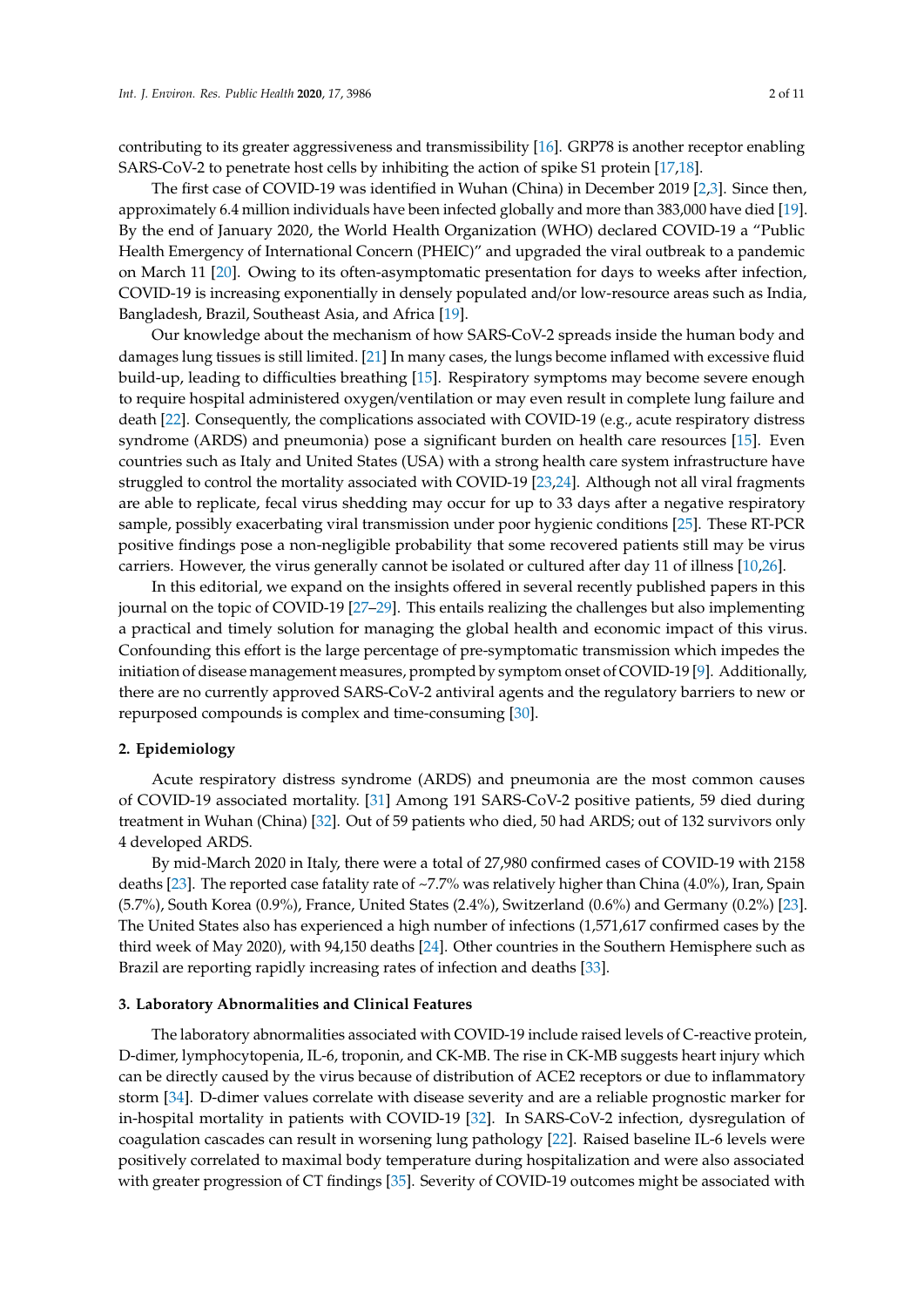contributing to its greater aggressiveness and transmissibility [16]. GRP78 is another receptor enabling SARS-CoV-2 to penetrate host cells by inhibiting the action of spike S1 protein [17,18].

The first case of COVID-19 was identified in Wuhan (China) in December 2019 [2,3]. Since then, approximately 6.4 million individuals have been infected globally and more than 383,000 have died [19]. By the end of January 2020, the World Health Organization (WHO) declared COVID-19 a "Public Health Emergency of International Concern (PHEIC)" and upgraded the viral outbreak to a pandemic on March 11 [20]. Owing to its often-asymptomatic presentation for days to weeks after infection, COVID-19 is increasing exponentially in densely populated and/or low-resource areas such as India, Bangladesh, Brazil, Southeast Asia, and Africa [19].

Our knowledge about the mechanism of how SARS-CoV-2 spreads inside the human body and damages lung tissues is still limited. [21] In many cases, the lungs become inflamed with excessive fluid build-up, leading to difficulties breathing [15]. Respiratory symptoms may become severe enough to require hospital administered oxygen/ventilation or may even result in complete lung failure and death [22]. Consequently, the complications associated with COVID-19 (e.g., acute respiratory distress syndrome (ARDS) and pneumonia) pose a significant burden on health care resources [15]. Even countries such as Italy and United States (USA) with a strong health care system infrastructure have struggled to control the mortality associated with COVID-19 [23,24]. Although not all viral fragments are able to replicate, fecal virus shedding may occur for up to 33 days after a negative respiratory sample, possibly exacerbating viral transmission under poor hygienic conditions [25]. These RT-PCR positive findings pose a non-negligible probability that some recovered patients still may be virus carriers. However, the virus generally cannot be isolated or cultured after day 11 of illness [10,26].

In this editorial, we expand on the insights offered in several recently published papers in this journal on the topic of COVID-19 [27–29]. This entails realizing the challenges but also implementing a practical and timely solution for managing the global health and economic impact of this virus. Confounding this effort is the large percentage of pre-symptomatic transmission which impedes the initiation of disease management measures, prompted by symptom onset of COVID-19 [9]. Additionally, there are no currently approved SARS-CoV-2 antiviral agents and the regulatory barriers to new or repurposed compounds is complex and time-consuming [30].

## 2. Epidemiology

Acute respiratory distress syndrome (ARDS) and pneumonia are the most common causes of COVID-19 associated mortality. [31] Among 191 SARS-CoV-2 positive patients, 59 died during treatment in Wuhan (China) [32]. Out of 59 patients who died, 50 had ARDS; out of 132 survivors only 4 developed ARDS.

By mid-March 2020 in Italy, there were a total of 27,980 confirmed cases of COVID-19 with 2158 deaths [23]. The reported case fatality rate of ~7.7% was relatively higher than China (4.0%), Iran, Spain (5.7%), South Korea (0.9%), France, United States (2.4%), Switzerland (0.6%) and Germany (0.2%) [23]. The United States also has experienced a high number of infections (1,571,617 confirmed cases by the third week of May 2020), with 94,150 deaths [24]. Other countries in the Southern Hemisphere such as Brazil are reporting rapidly increasing rates of infection and deaths [33].

## 3. Laboratory Abnormalities and Clinical Features

The laboratory abnormalities associated with COVID-19 include raised levels of C-reactive protein, D-dimer, lymphocytopenia, IL-6, troponin, and CK-MB. The rise in CK-MB suggests heart injury which can be directly caused by the virus because of distribution of ACE2 receptors or due to inflammatory storm [34]. D-dimer values correlate with disease severity and are a reliable prognostic marker for in-hospital mortality in patients with COVID-19 [32]. In SARS-CoV-2 infection, dysregulation of coagulation cascades can result in worsening lung pathology [22]. Raised baseline IL-6 levels were positively correlated to maximal body temperature during hospitalization and were also associated with greater progression of CT findings [35]. Severity of COVID-19 outcomes might be associated with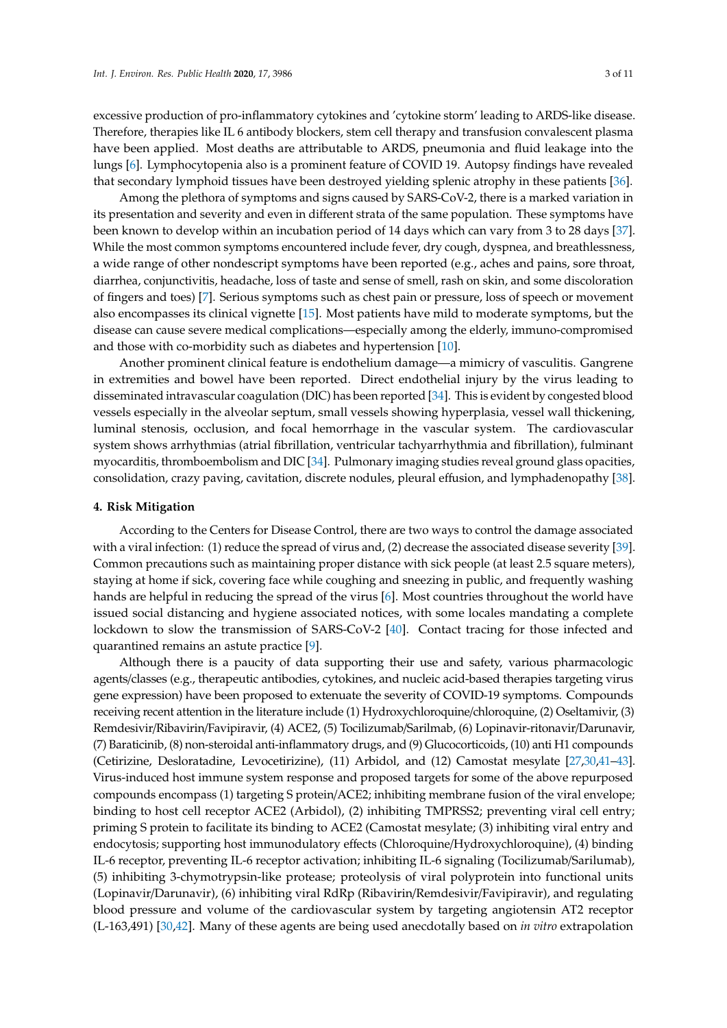excessive production of pro-inflammatory cytokines and 'cytokine storm' leading to ARDS-like disease. Therefore, therapies like IL 6 antibody blockers, stem cell therapy and transfusion convalescent plasma have been applied. Most deaths are attributable to ARDS, pneumonia and fluid leakage into the lungs [6]. Lymphocytopenia also is a prominent feature of COVID 19. Autopsy findings have revealed that secondary lymphoid tissues have been destroyed yielding splenic atrophy in these patients [36].

Among the plethora of symptoms and signs caused by SARS-CoV-2, there is a marked variation in its presentation and severity and even in different strata of the same population. These symptoms have been known to develop within an incubation period of 14 days which can vary from 3 to 28 days [37]. While the most common symptoms encountered include fever, dry cough, dyspnea, and breathlessness, a wide range of other nondescript symptoms have been reported (e.g., aches and pains, sore throat, diarrhea, conjunctivitis, headache, loss of taste and sense of smell, rash on skin, and some discoloration of fingers and toes) [7]. Serious symptoms such as chest pain or pressure, loss of speech or movement also encompasses its clinical vignette [15]. Most patients have mild to moderate symptoms, but the disease can cause severe medical complications—especially among the elderly, immuno-compromised and those with co-morbidity such as diabetes and hypertension [10].

Another prominent clinical feature is endothelium damage—a mimicry of vasculitis. Gangrene in extremities and bowel have been reported. Direct endothelial injury by the virus leading to disseminated intravascular coagulation (DIC) has been reported [34]. This is evident by congested blood vessels especially in the alveolar septum, small vessels showing hyperplasia, vessel wall thickening, luminal stenosis, occlusion, and focal hemorrhage in the vascular system. The cardiovascular system shows arrhythmias (atrial fibrillation, ventricular tachyarrhythmia and fibrillation), fulminant myocarditis, thromboembolism and DIC [34]. Pulmonary imaging studies reveal ground glass opacities, consolidation, crazy paving, cavitation, discrete nodules, pleural effusion, and lymphadenopathy [38].

## 4. Risk Mitigation

According to the Centers for Disease Control, there are two ways to control the damage associated with a viral infection: (1) reduce the spread of virus and, (2) decrease the associated disease severity [39]. Common precautions such as maintaining proper distance with sick people (at least 2.5 square meters), staying at home if sick, covering face while coughing and sneezing in public, and frequently washing hands are helpful in reducing the spread of the virus [6]. Most countries throughout the world have issued social distancing and hygiene associated notices, with some locales mandating a complete lockdown to slow the transmission of SARS-CoV-2 [40]. Contact tracing for those infected and quarantined remains an astute practice [9].

Although there is a paucity of data supporting their use and safety, various pharmacologic agents/classes (e.g., therapeutic antibodies, cytokines, and nucleic acid-based therapies targeting virus gene expression) have been proposed to extenuate the severity of COVID-19 symptoms. Compounds receiving recent attention in the literature include (1) Hydroxychloroquine/chloroquine, (2) Oseltamivir, (3) Remdesivir/Ribavirin/Favipiravir, (4) ACE2, (5) Tocilizumab/Sarilmab, (6) Lopinavir-ritonavir/Darunavir, (7) Baraticinib, (8) non-steroidal anti-inflammatory drugs, and (9) Glucocorticoids, (10) anti H1 compounds (Cetirizine, Desloratadine, Levocetirizine), (11) Arbidol, and (12) Camostat mesylate [27,30,41–43]. Virus-induced host immune system response and proposed targets for some of the above repurposed compounds encompass (1) targeting S protein/ACE2; inhibiting membrane fusion of the viral envelope; binding to host cell receptor ACE2 (Arbidol), (2) inhibiting TMPRSS2; preventing viral cell entry; priming S protein to facilitate its binding to ACE2 (Camostat mesylate; (3) inhibiting viral entry and endocytosis; supporting host immunodulatory effects (Chloroquine/Hydroxychloroquine), (4) binding IL-6 receptor, preventing IL-6 receptor activation; inhibiting IL-6 signaling (Tocilizumab/Sarilumab), (5) inhibiting 3-chymotrypsin-like protease; proteolysis of viral polyprotein into functional units (Lopinavir/Darunavir), (6) inhibiting viral RdRp (Ribavirin/Remdesivir/Favipiravir), and regulating blood pressure and volume of the cardiovascular system by targeting angiotensin AT2 receptor (L-163,491) [30,42]. Many of these agents are being used anecdotally based on *in vitro* extrapolation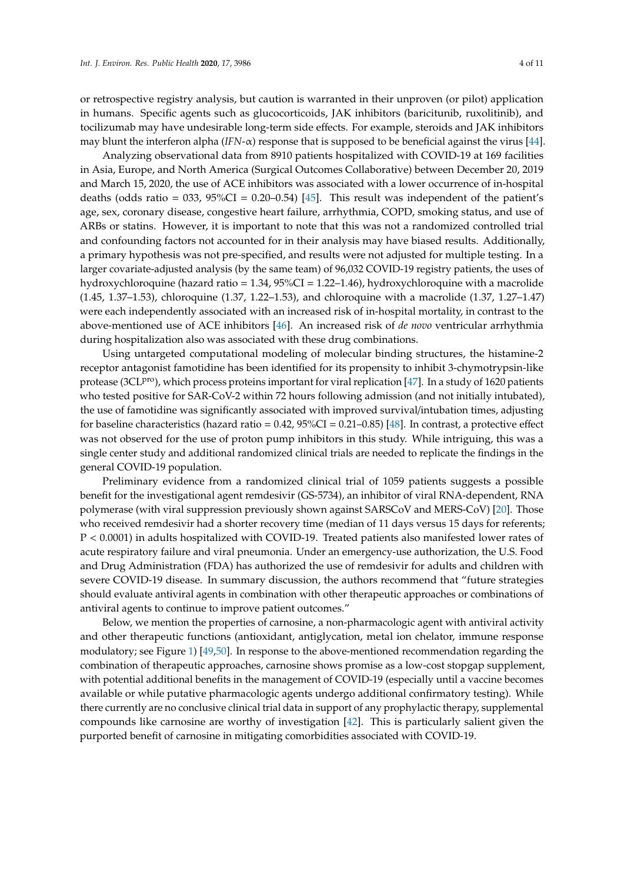or retrospective registry analysis, but caution is warranted in their unproven (or pilot) application in humans. Specific agents such as glucocorticoids, JAK inhibitors (baricitunib, ruxolitinib), and tocilizumab may have undesirable long-term side effects. For example, steroids and JAK inhibitors may blunt the interferon alpha (*IFN*-α) response that is supposed to be beneficial against the virus [44].

Analyzing observational data from 8910 patients hospitalized with COVID-19 at 169 facilities in Asia, Europe, and North America (Surgical Outcomes Collaborative) between December 20, 2019 and March 15, 2020, the use of ACE inhibitors was associated with a lower occurrence of in-hospital deaths (odds ratio = 033, 95%CI = 0.20–0.54) [45]. This result was independent of the patient's age, sex, coronary disease, congestive heart failure, arrhythmia, COPD, smoking status, and use of ARBs or statins. However, it is important to note that this was not a randomized controlled trial and confounding factors not accounted for in their analysis may have biased results. Additionally, a primary hypothesis was not pre-specified, and results were not adjusted for multiple testing. In a larger covariate-adjusted analysis (by the same team) of 96,032 COVID-19 registry patients, the uses of hydroxychloroquine (hazard ratio = 1.34, 95%CI = 1.22–1.46), hydroxychloroquine with a macrolide (1.45, 1.37–1.53), chloroquine (1.37, 1.22–1.53), and chloroquine with a macrolide (1.37, 1.27–1.47) were each independently associated with an increased risk of in-hospital mortality, in contrast to the above-mentioned use of ACE inhibitors [46]. An increased risk of *de novo* ventricular arrhythmia during hospitalization also was associated with these drug combinations.

Using untargeted computational modeling of molecular binding structures, the histamine-2 receptor antagonist famotidine has been identified for its propensity to inhibit 3-chymotrypsin-like protease ($3CL^{pro}$), which process proteins important for viral replication [47]. In a study of 1620 patients who tested positive for SAR-CoV-2 within 72 hours following admission (and not initially intubated), the use of famotidine was significantly associated with improved survival/intubation times, adjusting for baseline characteristics (hazard ratio = 0.42, 95%CI = 0.21–0.85) [48]. In contrast, a protective effect was not observed for the use of proton pump inhibitors in this study. While intriguing, this was a single center study and additional randomized clinical trials are needed to replicate the findings in the general COVID-19 population.

Preliminary evidence from a randomized clinical trial of 1059 patients suggests a possible benefit for the investigational agent remdesivir (GS-5734), an inhibitor of viral RNA-dependent, RNA polymerase (with viral suppression previously shown against SARSCoV and MERS-CoV) [20]. Those who received remdesivir had a shorter recovery time (median of 11 days versus 15 days for referents; $P < 0.0001$) in adults hospitalized with COVID-19. Treated patients also manifested lower rates of acute respiratory failure and viral pneumonia. Under an emergency-use authorization, the U.S. Food and Drug Administration (FDA) has authorized the use of remdesivir for adults and children with severe COVID-19 disease. In summary discussion, the authors recommend that "future strategies should evaluate antiviral agents in combination with other therapeutic approaches or combinations of antiviral agents to continue to improve patient outcomes."

Below, we mention the properties of carnosine, a non-pharmacologic agent with antiviral activity and other therapeutic functions (antioxidant, antiglycation, metal ion chelator, immune response modulatory; see Figure 1) [49,50]. In response to the above-mentioned recommendation regarding the combination of therapeutic approaches, carnosine shows promise as a low-cost stopgap supplement, with potential additional benefits in the management of COVID-19 (especially until a vaccine becomes available or while putative pharmacologic agents undergo additional confirmatory testing). While there currently are no conclusive clinical trial data in support of any prophylactic therapy, supplemental compounds like carnosine are worthy of investigation [42]. This is particularly salient given the purported benefit of carnosine in mitigating comorbidities associated with COVID-19.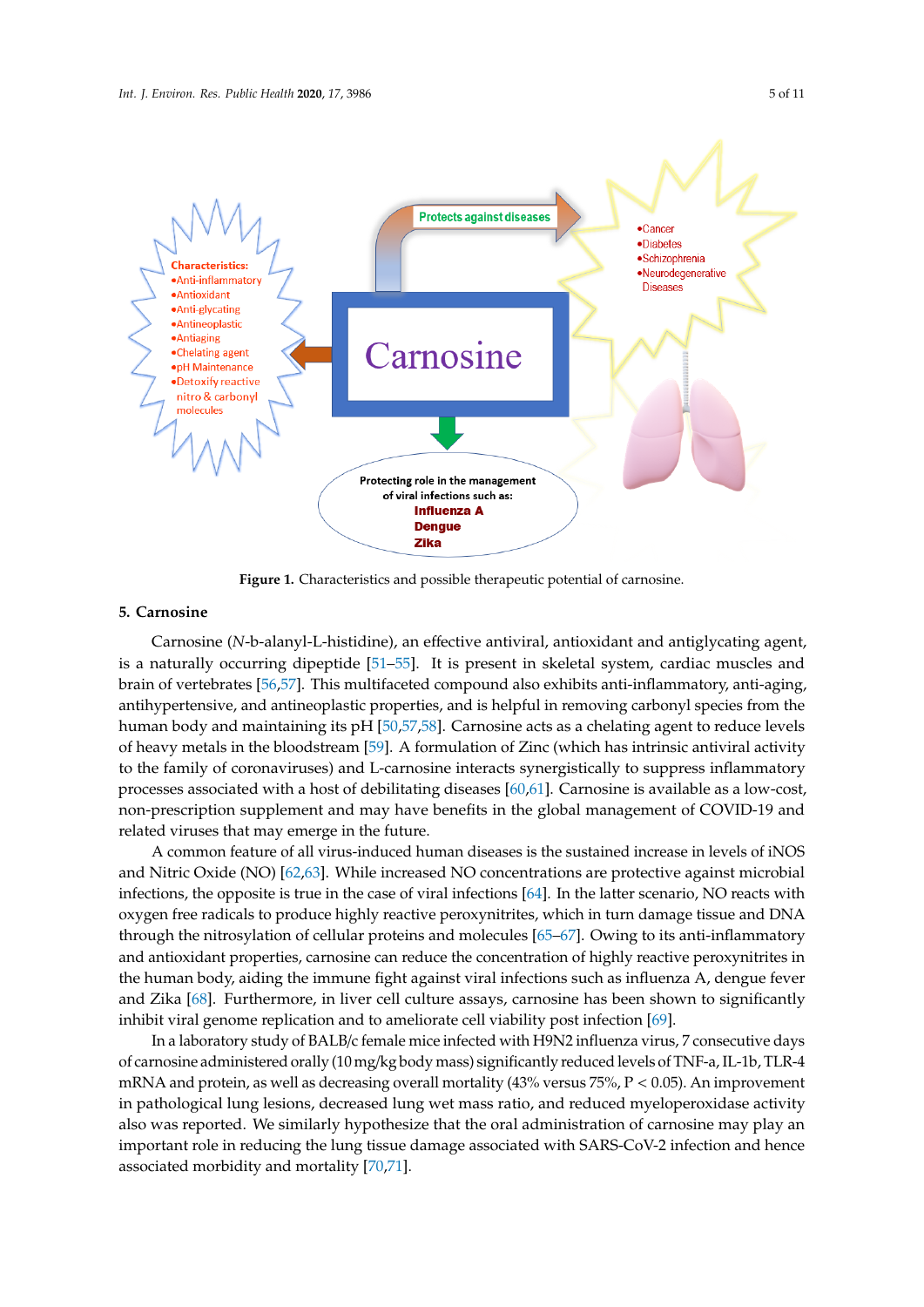Figure 1. Characteristics and possible therapeutic potential of carnosine.

## 5. Carnosine

Carnosine (*N*-b-alanyl-L-histidine), an effective antiviral, antioxidant and antiglycating agent, is a naturally occurring dipeptide [51–55]. It is present in skeletal system, cardiac muscles and brain of vertebrates [56,57]. This multifaceted compound also exhibits anti-inflammatory, anti-aging, antihypertensive, and antineoplastic properties, and is helpful in removing carbonyl species from the human body and maintaining its pH [50,57,58]. Carnosine acts as a chelating agent to reduce levels of heavy metals in the bloodstream [59]. A formulation of Zinc (which has intrinsic antiviral activity to the family of coronaviruses) and L-carnosine interacts synergistically to suppress inflammatory processes associated with a host of debilitating diseases [60,61]. Carnosine is available as a low-cost, non-prescription supplement and may have benefits in the global management of COVID-19 and related viruses that may emerge in the future.

A common feature of all virus-induced human diseases is the sustained increase in levels of iNOS and Nitric Oxide (NO) [62,63]. While increased NO concentrations are protective against microbial infections, the opposite is true in the case of viral infections [64]. In the latter scenario, NO reacts with oxygen free radicals to produce highly reactive peroxynitrites, which in turn damage tissue and DNA through the nitrosylation of cellular proteins and molecules [65–67]. Owing to its anti-inflammatory and antioxidant properties, carnosine can reduce the concentration of highly reactive peroxynitrites in the human body, aiding the immune fight against viral infections such as influenza A, dengue fever and Zika [68]. Furthermore, in liver cell culture assays, carnosine has been shown to significantly inhibit viral genome replication and to ameliorate cell viability post infection [69].

In a laboratory study of BALB/c female mice infected with H9N2 influenza virus, 7 consecutive days of carnosine administered orally (10 mg/kg body mass) significantly reduced levels of TNF-a, IL-1b, TLR-4 mRNA and protein, as well as decreasing overall mortality (43% versus 75%, $P < 0.05$). An improvement in pathological lung lesions, decreased lung wet mass ratio, and reduced myeloperoxidase activity also was reported. We similarly hypothesize that the oral administration of carnosine may play an important role in reducing the lung tissue damage associated with SARS-CoV-2 infection and hence associated morbidity and mortality [70,71].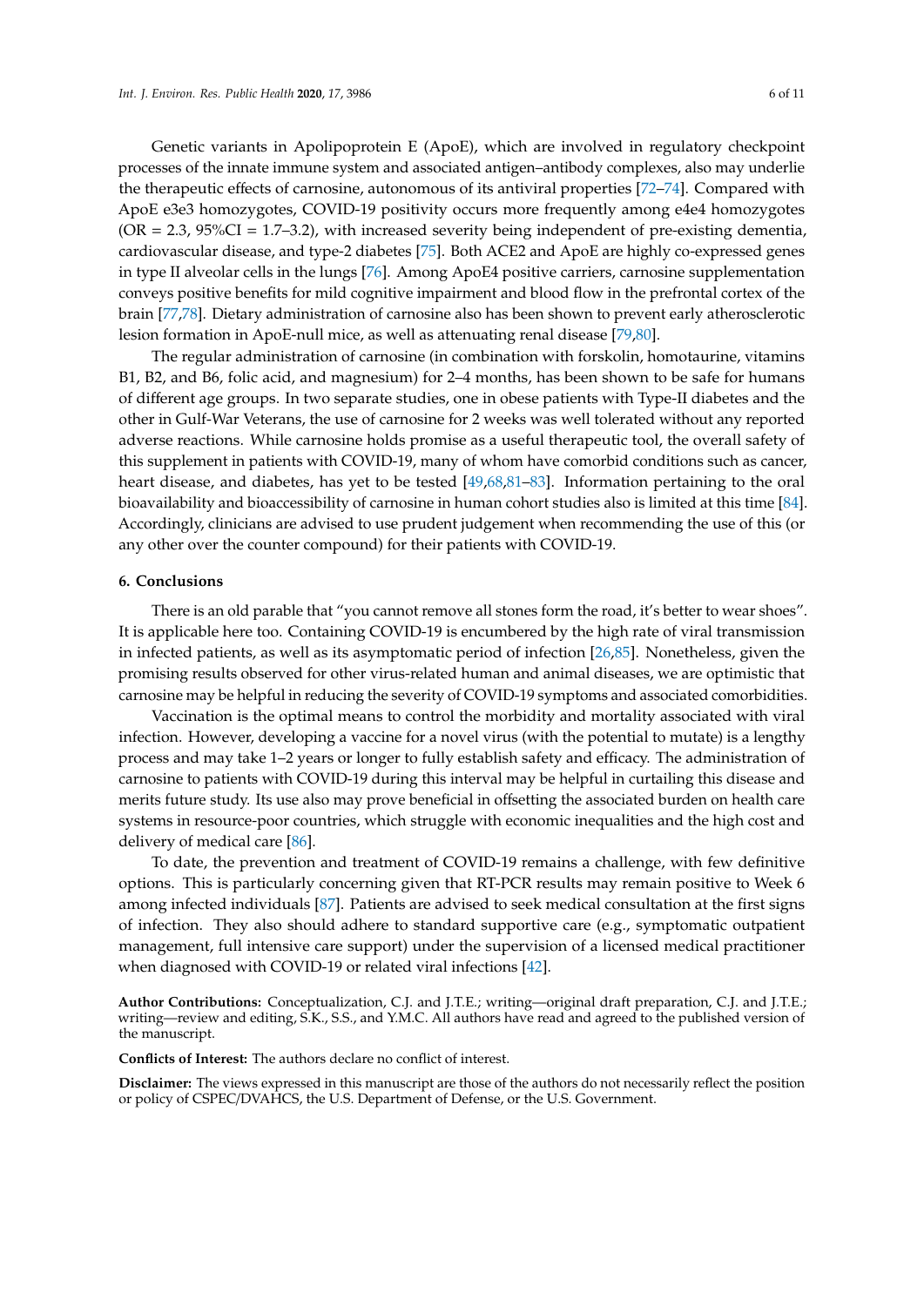Genetic variants in Apolipoprotein E (ApoE), which are involved in regulatory checkpoint processes of the innate immune system and associated antigen–antibody complexes, also may underlie the therapeutic effects of carnosine, autonomous of its antiviral properties [72–74]. Compared with ApoE e3e3 homozygotes, COVID-19 positivity occurs more frequently among e4e4 homozygotes (OR = 2.3, 95%CI = 1.7–3.2), with increased severity being independent of pre-existing dementia, cardiovascular disease, and type-2 diabetes [75]. Both ACE2 and ApoE are highly co-expressed genes in type II alveolar cells in the lungs [76]. Among ApoE4 positive carriers, carnosine supplementation conveys positive benefits for mild cognitive impairment and blood flow in the prefrontal cortex of the brain [77,78]. Dietary administration of carnosine also has been shown to prevent early atherosclerotic lesion formation in ApoE-null mice, as well as attenuating renal disease [79,80].

The regular administration of carnosine (in combination with forskolin, homotaurine, vitamins B1, B2, and B6, folic acid, and magnesium) for 2–4 months, has been shown to be safe for humans of different age groups. In two separate studies, one in obese patients with Type-II diabetes and the other in Gulf-War Veterans, the use of carnosine for 2 weeks was well tolerated without any reported adverse reactions. While carnosine holds promise as a useful therapeutic tool, the overall safety of this supplement in patients with COVID-19, many of whom have comorbid conditions such as cancer, heart disease, and diabetes, has yet to be tested [49,68,81–83]. Information pertaining to the oral bioavailability and bioaccessibility of carnosine in human cohort studies also is limited at this time [84]. Accordingly, clinicians are advised to use prudent judgement when recommending the use of this (or any other over the counter compound) for their patients with COVID-19.

## 6. Conclusions

There is an old parable that "you cannot remove all stones form the road, it's better to wear shoes". It is applicable here too. Containing COVID-19 is encumbered by the high rate of viral transmission in infected patients, as well as its asymptomatic period of infection [26,85]. Nonetheless, given the promising results observed for other virus-related human and animal diseases, we are optimistic that carnosine may be helpful in reducing the severity of COVID-19 symptoms and associated comorbidities.

Vaccination is the optimal means to control the morbidity and mortality associated with viral infection. However, developing a vaccine for a novel virus (with the potential to mutate) is a lengthy process and may take 1–2 years or longer to fully establish safety and efficacy. The administration of carnosine to patients with COVID-19 during this interval may be helpful in curtailing this disease and merits future study. Its use also may prove beneficial in offsetting the associated burden on health care systems in resource-poor countries, which struggle with economic inequalities and the high cost and delivery of medical care [86].

To date, the prevention and treatment of COVID-19 remains a challenge, with few definitive options. This is particularly concerning given that RT-PCR results may remain positive to Week 6 among infected individuals [87]. Patients are advised to seek medical consultation at the first signs of infection. They also should adhere to standard supportive care (e.g., symptomatic outpatient management, full intensive care support) under the supervision of a licensed medical practitioner when diagnosed with COVID-19 or related viral infections [42].

**Author Contributions:** Conceptualization, C.J. and J.T.E.; writing—original draft preparation, C.J. and J.T.E.; writing—review and editing, S.K., S.S., and Y.M.C. All authors have read and agreed to the published version of the manuscript.

**Conflicts of Interest:** The authors declare no conflict of interest.

**Disclaimer:** The views expressed in this manuscript are those of the authors do not necessarily reflect the position or policy of CSPEC/DVAHCS, the U.S. Department of Defense, or the U.S. Government.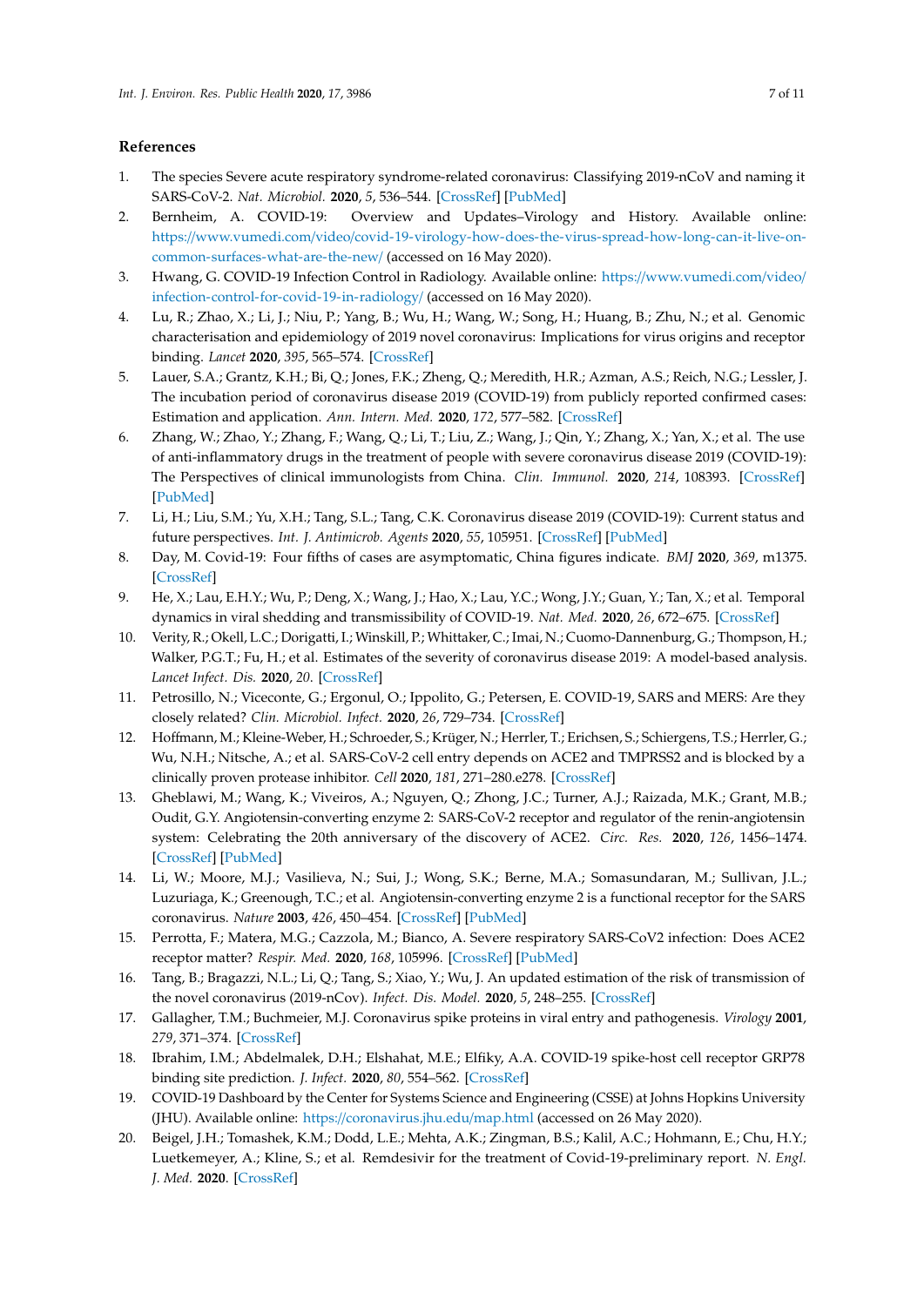## References

1. The species Severe acute respiratory syndrome-related coronavirus: Classifying 2019-nCoV and naming it SARS-CoV-2. *Nat. Microbiol.* **2020**, *5*, 536–544. [CrossRef] [PubMed]
2. Bernheim, A. COVID-19: Overview and Updates–Virology and History. Available online: https://www.vumedi.com/video/covid-19-virology-how-does-the-virus-spread-how-long-can-it-live-on-common-surfaces-what-are-the-new/ (accessed on 16 May 2020).
3. Hwang, G. COVID-19 Infection Control in Radiology. Available online: https://www.vumedi.com/video/infection-control-for-covid-19-in-radiology/ (accessed on 16 May 2020).
4. Lu, R.; Zhao, X.; Li, J.; Niu, P.; Yang, B.; Wu, H.; Wang, W.; Song, H.; Huang, B.; Zhu, N.; et al. Genomic characterisation and epidemiology of 2019 novel coronavirus: Implications for virus origins and receptor binding. *Lancet* **2020**, *395*, 565–574. [CrossRef]
5. Lauer, S.A.; Grantz, K.H.; Bi, Q.; Jones, F.K.; Zheng, Q.; Meredith, H.R.; Azman, A.S.; Reich, N.G.; Lessler, J. The incubation period of coronavirus disease 2019 (COVID-19) from publicly reported confirmed cases: Estimation and application. *Ann. Intern. Med.* **2020**, *172*, 577–582. [CrossRef]
6. Zhang, W.; Zhao, Y.; Zhang, F.; Wang, Q.; Li, T.; Liu, Z.; Wang, J.; Qin, Y.; Zhang, X.; Yan, X.; et al. The use of anti-inflammatory drugs in the treatment of people with severe coronavirus disease 2019 (COVID-19): The Perspectives of clinical immunologists from China. *Clin. Immunol.* **2020**, *214*, 108393. [CrossRef] [PubMed]
7. Li, H.; Liu, S.M.; Yu, X.H.; Tang, S.L.; Tang, C.K. Coronavirus disease 2019 (COVID-19): Current status and future perspectives. *Int. J. Antimicrob. Agents* **2020**, *55*, 105951. [CrossRef] [PubMed]
8. Day, M. Covid-19: Four fifths of cases are asymptomatic, China figures indicate. *BMJ* **2020**, *369*, m1375. [CrossRef]
9. He, X.; Lau, E.H.Y.; Wu, P.; Deng, X.; Wang, J.; Hao, X.; Lau, Y.C.; Wong, J.Y.; Guan, Y.; Tan, X.; et al. Temporal dynamics in viral shedding and transmissibility of COVID-19. *Nat. Med.* **2020**, *26*, 672–675. [CrossRef]
10. Verity, R.; Okell, L.C.; Dorigatti, I.; Winskill, P.; Whittaker, C.; Imai, N.; Cuomo-Dannenburg, G.; Thompson, H.; Walker, P.G.T.; Fu, H.; et al. Estimates of the severity of coronavirus disease 2019: A model-based analysis. *Lancet Infect. Dis.* **2020**, *20*. [CrossRef]
11. Petrosillo, N.; Viceconte, G.; Ergonul, O.; Ippolito, G.; Petersen, E. COVID-19, SARS and MERS: Are they closely related? *Clin. Microbiol. Infect.* **2020**, *26*, 729–734. [CrossRef]
12. Hoffmann, M.; Kleine-Weber, H.; Schroeder, S.; Krüger, N.; Herrler, T.; Erichsen, S.; Schiergens, T.S.; Herrler, G.; Wu, N.H.; Nitsche, A.; et al. SARS-CoV-2 cell entry depends on ACE2 and TMPRSS2 and is blocked by a clinically proven protease inhibitor. *Cell* **2020**, *181*, 271–280.e278. [CrossRef]
13. Gheblawi, M.; Wang, K.; Viveiros, A.; Nguyen, Q.; Zhong, J.C.; Turner, A.J.; Raizada, M.K.; Grant, M.B.; Oudit, G.Y. Angiotensin-converting enzyme 2: SARS-CoV-2 receptor and regulator of the renin-angiotensin system: Celebrating the 20th anniversary of the discovery of ACE2. *Circ. Res.* **2020**, *126*, 1456–1474. [CrossRef] [PubMed]
14. Li, W.; Moore, M.J.; Vasilieva, N.; Sui, J.; Wong, S.K.; Berne, M.A.; Somasundaran, M.; Sullivan, J.L.; Luzuriaga, K.; Greenough, T.C.; et al. Angiotensin-converting enzyme 2 is a functional receptor for the SARS coronavirus. *Nature* **2003**, *426*, 450–454. [CrossRef] [PubMed]
15. Perrotta, F.; Matera, M.G.; Cazzola, M.; Bianco, A. Severe respiratory SARS-CoV2 infection: Does ACE2 receptor matter? *Respir. Med.* **2020**, *168*, 105996. [CrossRef] [PubMed]
16. Tang, B.; Bragazzi, N.L.; Li, Q.; Tang, S.; Xiao, Y.; Wu, J. An updated estimation of the risk of transmission of the novel coronavirus (2019-nCov). *Infect. Dis. Model.* **2020**, *5*, 248–255. [CrossRef]
17. Gallagher, T.M.; Buchmeier, M.J. Coronavirus spike proteins in viral entry and pathogenesis. *Virology* **2001**, *279*, 371–374. [CrossRef]
18. Ibrahim, I.M.; Abdelmalek, D.H.; Elshahat, M.E.; Elfiky, A.A. COVID-19 spike-host cell receptor GRP78 binding site prediction. *J. Infect.* **2020**, *80*, 554–562. [CrossRef]
19. COVID-19 Dashboard by the Center for Systems Science and Engineering (CSSE) at Johns Hopkins University (JHU). Available online: https://coronavirus.jhu.edu/map.html (accessed on 26 May 2020).
20. Beigel, J.H.; Tomashek, K.M.; Dodd, L.E.; Mehta, A.K.; Zingman, B.S.; Kalil, A.C.; Hohmann, E.; Chu, H.Y.; Luetkemeyer, A.; Kline, S.; et al. Remdesivir for the treatment of Covid-19-preliminary report. *N. Engl. J. Med.* **2020**. [CrossRef]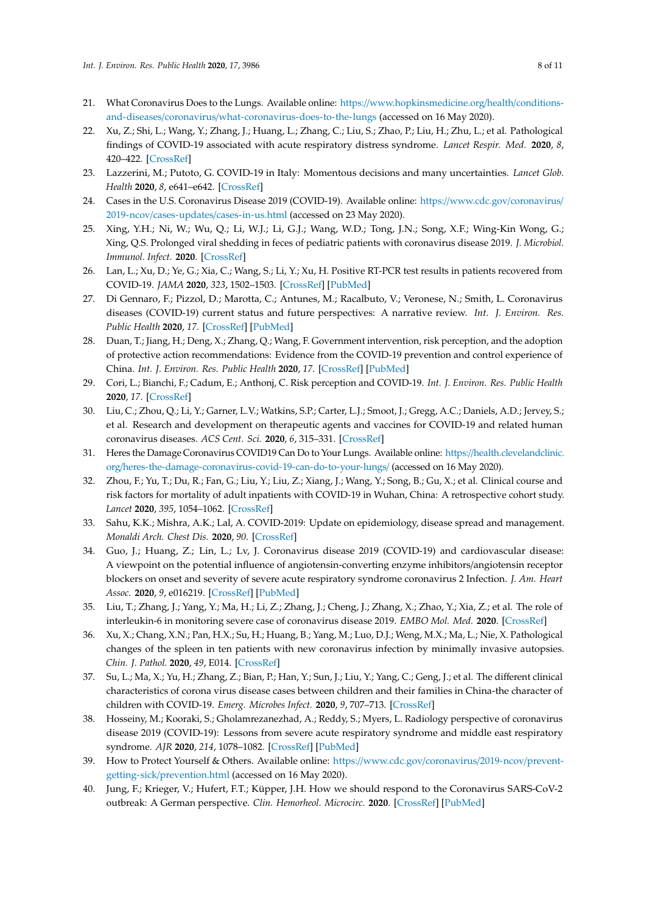21. What Coronavirus Does to the Lungs. Available online: https://www.hopkinsmedicine.org/health/conditions-and-diseases/coronavirus/what-coronavirus-does-to-the-lungs (accessed on 16 May 2020).
22. Xu, Z.; Shi, L.; Wang, Y.; Zhang, J.; Huang, L.; Zhang, C.; Liu, S.; Zhao, P.; Liu, H.; Zhu, L.; et al. Pathological findings of COVID-19 associated with acute respiratory distress syndrome. *Lancet Respir. Med.* **2020**, *8*, 420–422. [CrossRef]
23. Lazzerini, M.; Putoto, G. COVID-19 in Italy: Momentous decisions and many uncertainties. *Lancet Glob. Health* **2020**, *8*, e641–e642. [CrossRef]
24. Cases in the U.S. Coronavirus Disease 2019 (COVID-19). Available online: https://www.cdc.gov/coronavirus/2019-ncov/cases-updates/cases-in-us.html (accessed on 23 May 2020).
25. Xing, Y.H.; Ni, W.; Wu, Q.; Li, W.J.; Li, G.J.; Wang, W.D.; Tong, J.N.; Song, X.F.; Wing-Kin Wong, G.; Xing, Q.S. Prolonged viral shedding in feces of pediatric patients with coronavirus disease 2019. *J. Microbiol. Immunol. Infect.* **2020**. [CrossRef]
26. Lan, L.; Xu, D.; Ye, G.; Xia, C.; Wang, S.; Li, Y.; Xu, H. Positive RT-PCR test results in patients recovered from COVID-19. *JAMA* **2020**, *323*, 1502–1503. [CrossRef] [PubMed]
27. Di Gennaro, F.; Pizzol, D.; Marotta, C.; Antunes, M.; Racalbuto, V.; Veronese, N.; Smith, L. Coronavirus diseases (COVID-19) current status and future perspectives: A narrative review. *Int. J. Environ. Res. Public Health* **2020**, *17*. [CrossRef] [PubMed]
28. Duan, T.; Jiang, H.; Deng, X.; Zhang, Q.; Wang, F. Government intervention, risk perception, and the adoption of protective action recommendations: Evidence from the COVID-19 prevention and control experience of China. *Int. J. Environ. Res. Public Health* **2020**, *17*. [CrossRef] [PubMed]
29. Cori, L.; Bianchi, F.; Cadum, E.; Anthonj, C. Risk perception and COVID-19. *Int. J. Environ. Res. Public Health* **2020**, *17*. [CrossRef]
30. Liu, C.; Zhou, Q.; Li, Y.; Garner, L.V.; Watkins, S.P.; Carter, L.J.; Smoot, J.; Gregg, A.C.; Daniels, A.D.; Jervey, S.; et al. Research and development on therapeutic agents and vaccines for COVID-19 and related human coronavirus diseases. *ACS Cent. Sci.* **2020**, *6*, 315–331. [CrossRef]
31. Heres the Damage Coronavirus COVID19 Can Do to Your Lungs. Available online: https://health.clevelandclinic.org/heres-the-damage-coronavirus-covid-19-can-do-to-your-lungs/ (accessed on 16 May 2020).
32. Zhou, F.; Yu, T.; Du, R.; Fan, G.; Liu, Y.; Liu, Z.; Xiang, J.; Wang, Y.; Song, B.; Gu, X.; et al. Clinical course and risk factors for mortality of adult inpatients with COVID-19 in Wuhan, China: A retrospective cohort study. *Lancet* **2020**, *395*, 1054–1062. [CrossRef]
33. Sahu, K.K.; Mishra, A.K.; Lal, A. COVID-2019: Update on epidemiology, disease spread and management. *Monaldi Arch. Chest Dis.* **2020**, *90*. [CrossRef]
34. Guo, J.; Huang, Z.; Lin, L.; Lv, J. Coronavirus disease 2019 (COVID-19) and cardiovascular disease: A viewpoint on the potential influence of angiotensin-converting enzyme inhibitors/angiotensin receptor blockers on onset and severity of severe acute respiratory syndrome coronavirus 2 Infection. *J. Am. Heart Assoc.* **2020**, *9*, e016219. [CrossRef] [PubMed]
35. Liu, T.; Zhang, J.; Yang, Y.; Ma, H.; Li, Z.; Zhang, J.; Cheng, J.; Zhang, X.; Zhao, Y.; Xia, Z.; et al. The role of interleukin-6 in monitoring severe case of coronavirus disease 2019. *EMBO Mol. Med.* **2020**. [CrossRef]
36. Xu, X.; Chang, X.N.; Pan, H.X.; Su, H.; Huang, B.; Yang, M.; Luo, D.J.; Weng, M.X.; Ma, L.; Nie, X. Pathological changes of the spleen in ten patients with new coronavirus infection by minimally invasive autopsies. *Chin. J. Pathol.* **2020**, *49*, E014. [CrossRef]
37. Su, L.; Ma, X.; Yu, H.; Zhang, Z.; Bian, P.; Han, Y.; Sun, J.; Liu, Y.; Yang, C.; Geng, J.; et al. The different clinical characteristics of corona virus disease cases between children and their families in China-the character of children with COVID-19. *Emerg. Microbes Infect.* **2020**, *9*, 707–713. [CrossRef]
38. Hosseiny, M.; Kooraki, S.; Gholamrezanezhad, A.; Reddy, S.; Myers, L. Radiology perspective of coronavirus disease 2019 (COVID-19): Lessons from severe acute respiratory syndrome and middle east respiratory syndrome. *AJR* **2020**, *214*, 1078–1082. [CrossRef] [PubMed]
39. How to Protect Yourself & Others. Available online: https://www.cdc.gov/coronavirus/2019-ncov/prevent-getting-sick/prevention.html (accessed on 16 May 2020).
40. Jung, F.; Krieger, V.; Hufert, F.T.; Küpper, J.H. How we should respond to the Coronavirus SARS-CoV-2 outbreak: A German perspective. *Clin. Hemorheol. Microcirc.* **2020**. [CrossRef] [PubMed]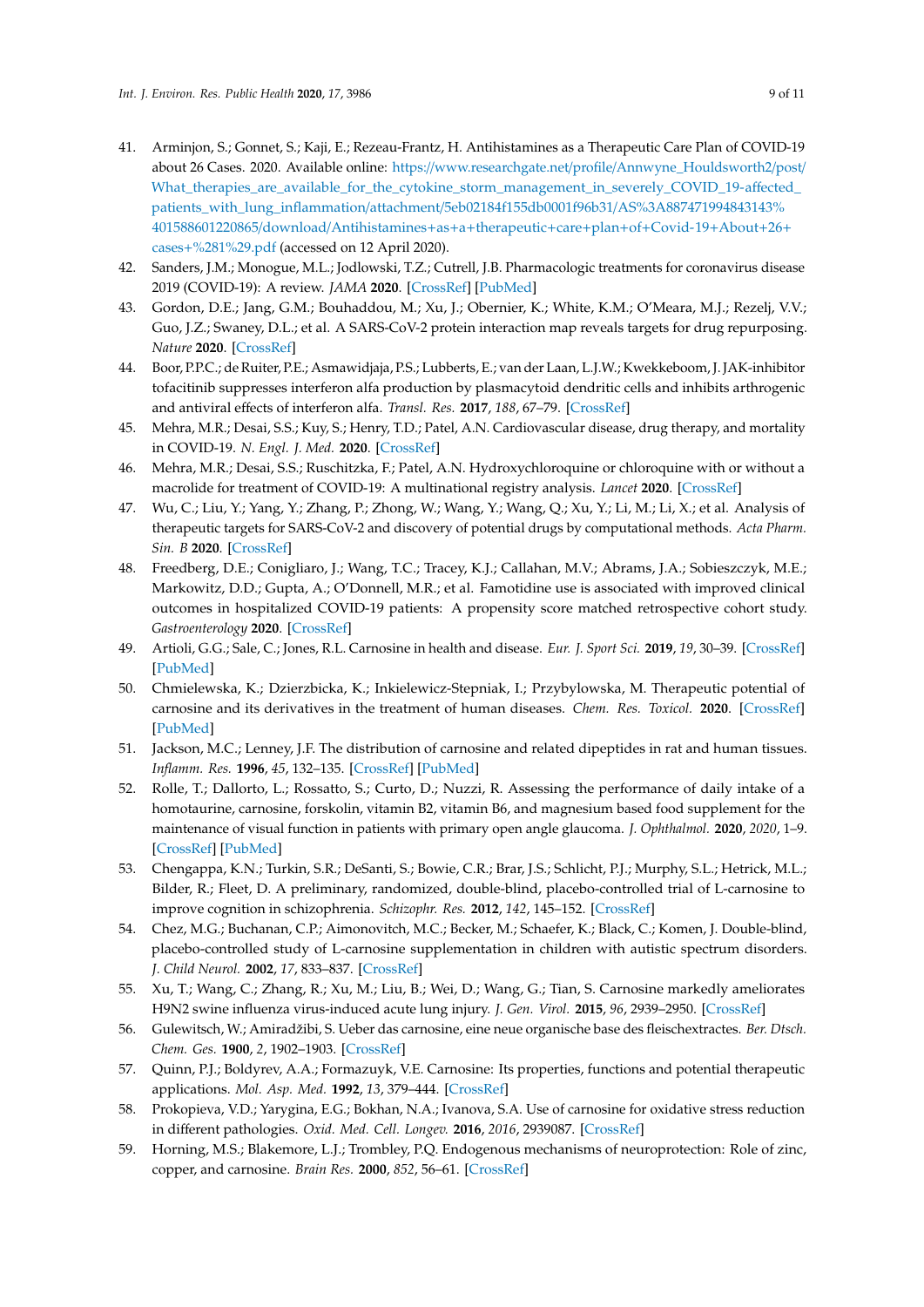41. Arminjon, S.; Gonnet, S.; Kaji, E.; Rezeau-Frantz, H. Antihistamines as a Therapeutic Care Plan of COVID-19 about 26 Cases. 2020. Available online: https://www.researchgate.net/profile/Annwyne_Houldsworth2/post/What_therapies_are_available_for_the_cytokine_storm_management_in_severely_COVID_19-affected_patients_with_lung_inflammation/attachment/5eb02184f155db0001f96b31/AS%3A887471994843143%401588601220865/download/Antihistamines+as+a+therapeutic+care+plan+of+Covid-19+About+26+cases+%281%29.pdf (accessed on 12 April 2020).
42. Sanders, J.M.; Monogue, M.L.; Jodlowski, T.Z.; Cutrell, J.B. Pharmacologic treatments for coronavirus disease 2019 (COVID-19): A review. *JAMA* **2020**. [CrossRef] [PubMed]
43. Gordon, D.E.; Jang, G.M.; Bouhaddou, M.; Xu, J.; Obernier, K.; White, K.M.; O'Meara, M.J.; Rezelj, V.V.; Guo, J.Z.; Swaney, D.L.; et al. A SARS-CoV-2 protein interaction map reveals targets for drug repurposing. *Nature* **2020**. [CrossRef]
44. Boor, P.P.C.; de Ruiter, P.E.; Asmawidjaja, P.S.; Lubberts, E.; van der Laan, L.J.W.; Kwekkeboom, J. JAK-inhibitor tofacitinib suppresses interferon alfa production by plasmacytoid dendritic cells and inhibits arthrogenic and antiviral effects of interferon alfa. *Transl. Res.* **2017**, *188*, 67–79. [CrossRef]
45. Mehra, M.R.; Desai, S.S.; Kuy, S.; Henry, T.D.; Patel, A.N. Cardiovascular disease, drug therapy, and mortality in COVID-19. *N. Engl. J. Med.* **2020**. [CrossRef]
46. Mehra, M.R.; Desai, S.S.; Ruschitzka, F.; Patel, A.N. Hydroxychloroquine or chloroquine with or without a macrolide for treatment of COVID-19: A multinational registry analysis. *Lancet* **2020**. [CrossRef]
47. Wu, C.; Liu, Y.; Yang, Y.; Zhang, P.; Zhong, W.; Wang, Y.; Wang, Q.; Xu, Y.; Li, M.; Li, X.; et al. Analysis of therapeutic targets for SARS-CoV-2 and discovery of potential drugs by computational methods. *Acta Pharm. Sin. B* **2020**. [CrossRef]
48. Freedberg, D.E.; Conigliaro, J.; Wang, T.C.; Tracey, K.J.; Callahan, M.V.; Abrams, J.A.; Sobieszczyk, M.E.; Markowitz, D.D.; Gupta, A.; O'Donnell, M.R.; et al. Famotidine use is associated with improved clinical outcomes in hospitalized COVID-19 patients: A propensity score matched retrospective cohort study. *Gastroenterology* **2020**. [CrossRef]
49. Artioli, G.G.; Sale, C.; Jones, R.L. Carnosine in health and disease. *Eur. J. Sport Sci.* **2019**, *19*, 30–39. [CrossRef] [PubMed]
50. Chmielewska, K.; Dzierzbicka, K.; Inkielewicz-Stepniak, I.; Przybylowska, M. Therapeutic potential of carnosine and its derivatives in the treatment of human diseases. *Chem. Res. Toxicol.* **2020**. [CrossRef] [PubMed]
51. Jackson, M.C.; Lenney, J.F. The distribution of carnosine and related dipeptides in rat and human tissues. *Inflamm. Res.* **1996**, *45*, 132–135. [CrossRef] [PubMed]
52. Rolle, T.; Dallorto, L.; Rossatto, S.; Curto, D.; Nuzzi, R. Assessing the performance of daily intake of a homotaurine, carnosine, forskolin, vitamin B2, vitamin B6, and magnesium based food supplement for the maintenance of visual function in patients with primary open angle glaucoma. *J. Ophthalmol.* **2020**, *2020*, 1–9. [CrossRef] [PubMed]
53. Chengappa, K.N.; Turkin, S.R.; DeSanti, S.; Bowie, C.R.; Brar, J.S.; Schlicht, P.J.; Murphy, S.L.; Hetrick, M.L.; Bilder, R.; Fleet, D. A preliminary, randomized, double-blind, placebo-controlled trial of L-carnosine to improve cognition in schizophrenia. *Schizophr. Res.* **2012**, *142*, 145–152. [CrossRef]
54. Chez, M.G.; Buchanan, C.P.; Aimonovitch, M.C.; Becker, M.; Schaefer, K.; Black, C.; Komen, J. Double-blind, placebo-controlled study of L-carnosine supplementation in children with autistic spectrum disorders. *J. Child Neurol.* **2002**, *17*, 833–837. [CrossRef]
55. Xu, T.; Wang, C.; Zhang, R.; Xu, M.; Liu, B.; Wei, D.; Wang, G.; Tian, S. Carnosine markedly ameliorates H9N2 swine influenza virus-induced acute lung injury. *J. Gen. Virol.* **2015**, *96*, 2939–2950. [CrossRef]
56. Gulewitsch, W.; Amiradžibi, S. Ueber das carnosine, eine neue organische base des fleischextractes. *Ber. Dtsch. Chem. Ges.* **1900**, *2*, 1902–1903. [CrossRef]
57. Quinn, P.J.; Boldyrev, A.A.; Formazuyk, V.E. Carnosine: Its properties, functions and potential therapeutic applications. *Mol. Asp. Med.* **1992**, *13*, 379–444. [CrossRef]
58. Prokopieva, V.D.; Yarygina, E.G.; Bokhan, N.A.; Ivanova, S.A. Use of carnosine for oxidative stress reduction in different pathologies. *Oxid. Med. Cell. Longev.* **2016**, *2016*, 2939087. [CrossRef]
59. Horning, M.S.; Blakemore, L.J.; Trombley, P.Q. Endogenous mechanisms of neuroprotection: Role of zinc, copper, and carnosine. *Brain Res.* **2000**, *852*, 56–61. [CrossRef]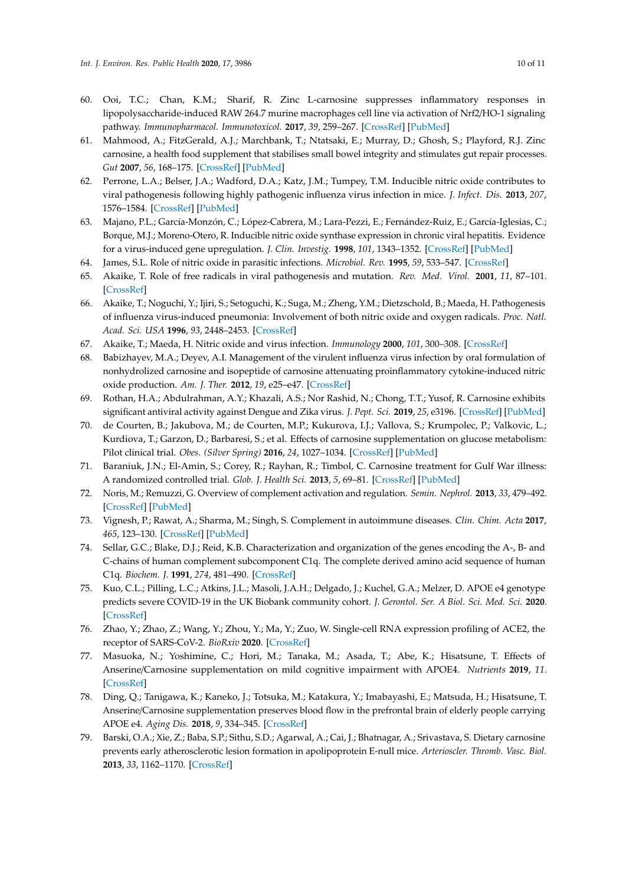60. Ooi, T.C.; Chan, K.M.; Sharif, R. Zinc L-carnosine suppresses inflammatory responses in lipopolysaccharide-induced RAW 264.7 murine macrophages cell line via activation of Nrf2/HO-1 signaling pathway. *Immunopharmacol. Immunotoxicol.* **2017**, *39*, 259–267. [CrossRef] [PubMed]
61. Mahmood, A.; FitzGerald, A.J.; Marchbank, T.; Ntatsaki, E.; Murray, D.; Ghosh, S.; Playford, R.J. Zinc carnosine, a health food supplement that stabilises small bowel integrity and stimulates gut repair processes. *Gut* **2007**, *56*, 168–175. [CrossRef] [PubMed]
62. Perrone, L.A.; Belser, J.A.; Wadford, D.A.; Katz, J.M.; Tumpey, T.M. Inducible nitric oxide contributes to viral pathogenesis following highly pathogenic influenza virus infection in mice. *J. Infect. Dis.* **2013**, *207*, 1576–1584. [CrossRef] [PubMed]
63. Majano, P.L.; García-Monzón, C.; López-Cabrera, M.; Lara-Pezzi, E.; Fernández-Ruiz, E.; García-Iglesias, C.; Borque, M.J.; Moreno-Otero, R. Inducible nitric oxide synthase expression in chronic viral hepatitis. Evidence for a virus-induced gene upregulation. *J. Clin. Investig.* **1998**, *101*, 1343–1352. [CrossRef] [PubMed]
64. James, S.L. Role of nitric oxide in parasitic infections. *Microbiol. Rev.* **1995**, *59*, 533–547. [CrossRef]
65. Akaike, T. Role of free radicals in viral pathogenesis and mutation. *Rev. Med. Virol.* **2001**, *11*, 87–101. [CrossRef]
66. Akaike, T.; Noguchi, Y.; Ijiri, S.; Setoguchi, K.; Suga, M.; Zheng, Y.M.; Dietzschold, B.; Maeda, H. Pathogenesis of influenza virus-induced pneumonia: Involvement of both nitric oxide and oxygen radicals. *Proc. Natl. Acad. Sci. USA* **1996**, *93*, 2448–2453. [CrossRef]
67. Akaike, T.; Maeda, H. Nitric oxide and virus infection. *Immunology* **2000**, *101*, 300–308. [CrossRef]
68. Babizhayev, M.A.; Deyev, A.I. Management of the virulent influenza virus infection by oral formulation of nonhydrolized carnosine and isopeptide of carnosine attenuating proinflammatory cytokine-induced nitric oxide production. *Am. J. Ther.* **2012**, *19*, e25–e47. [CrossRef]
69. Rothan, H.A.; Abdulrahman, A.Y.; Khazali, A.S.; Nor Rashid, N.; Chong, T.T.; Yusof, R. Carnosine exhibits significant antiviral activity against Dengue and Zika virus. *J. Pept. Sci.* **2019**, *25*, e3196. [CrossRef] [PubMed]
70. de Courten, B.; Jakubova, M.; de Courten, M.P.; Kukurova, I.J.; Vallova, S.; Krumpolec, P.; Valkovic, L.; Kurdiova, T.; Garzon, D.; Barbaresi, S.; et al. Effects of carnosine supplementation on glucose metabolism: Pilot clinical trial. *Obes. (Silver Spring)* **2016**, *24*, 1027–1034. [CrossRef] [PubMed]
71. Baraniuk, J.N.; El-Amin, S.; Corey, R.; Rayhan, R.; Timbol, C. Carnosine treatment for Gulf War illness: A randomized controlled trial. *Glob. J. Health Sci.* **2013**, *5*, 69–81. [CrossRef] [PubMed]
72. Noris, M.; Remuzzi, G. Overview of complement activation and regulation. *Semin. Nephrol.* **2013**, *33*, 479–492. [CrossRef] [PubMed]
73. Vignesh, P.; Rawat, A.; Sharma, M.; Singh, S. Complement in autoimmune diseases. *Clin. Chim. Acta* **2017**, *465*, 123–130. [CrossRef] [PubMed]
74. Sellar, G.C.; Blake, D.J.; Reid, K.B. Characterization and organization of the genes encoding the A-, B- and C-chains of human complement subcomponent C1q. The complete derived amino acid sequence of human C1q. *Biochem. J.* **1991**, *274*, 481–490. [CrossRef]
75. Kuo, C.L.; Pilling, L.C.; Atkins, J.L.; Masoli, J.A.H.; Delgado, J.; Kuchel, G.A.; Melzer, D. APOE e4 genotype predicts severe COVID-19 in the UK Biobank community cohort. *J. Gerontol. Ser. A Biol. Sci. Med. Sci.* **2020**. [CrossRef]
76. Zhao, Y.; Zhao, Z.; Wang, Y.; Zhou, Y.; Ma, Y.; Zuo, W. Single-cell RNA expression profiling of ACE2, the receptor of SARS-CoV-2. *BioRxiv* **2020**. [CrossRef]
77. Masuoka, N.; Yoshimine, C.; Hori, M.; Tanaka, M.; Asada, T.; Abe, K.; Hisatsune, T. Effects of Anserine/Carnosine supplementation on mild cognitive impairment with APOE4. *Nutrients* **2019**, *11*. [CrossRef]
78. Ding, Q.; Tanigawa, K.; Kaneko, J.; Totsuka, M.; Katakura, Y.; Imabayashi, E.; Matsuda, H.; Hisatsune, T. Anserine/Carnosine supplementation preserves blood flow in the prefrontal brain of elderly people carrying APOE e4. *Aging Dis.* **2018**, *9*, 334–345. [CrossRef]
79. Barski, O.A.; Xie, Z.; Baba, S.P.; Sithu, S.D.; Agarwal, A.; Cai, J.; Bhatnagar, A.; Srivastava, S. Dietary carnosine prevents early atherosclerotic lesion formation in apolipoprotein E-null mice. *Arterioscler. Thromb. Vasc. Biol.* **2013**, *33*, 1162–1170. [CrossRef]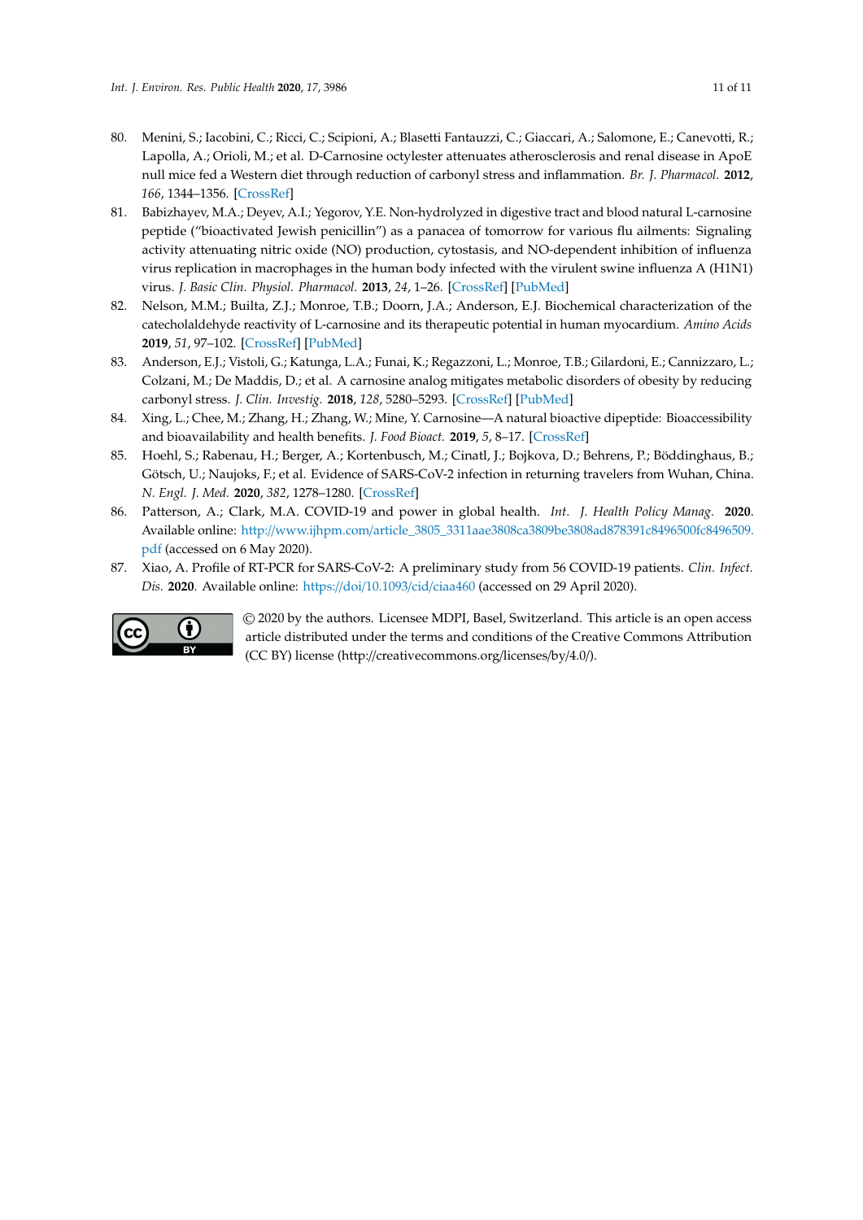80. Menini, S.; Iacobini, C.; Ricci, C.; Scipioni, A.; Blasetti Fantauzzi, C.; Giaccari, A.; Salomone, E.; Canevotti, R.; Lapolla, A.; Orioli, M.; et al. D-Carnosine octylester attenuates atherosclerosis and renal disease in ApoE null mice fed a Western diet through reduction of carbonyl stress and inflammation. *Br. J. Pharmacol.* **2012**, *166*, 1344–1356. [CrossRef]
81. Babizhayev, M.A.; Deyev, A.I.; Yegorov, Y.E. Non-hydrolyzed in digestive tract and blood natural L-carnosine peptide ("bioactivated Jewish penicillin") as a panacea of tomorrow for various flu ailments: Signaling activity attenuating nitric oxide (NO) production, cytostasis, and NO-dependent inhibition of influenza virus replication in macrophages in the human body infected with the virulent swine influenza A (H1N1) virus. *J. Basic Clin. Physiol. Pharmacol.* **2013**, *24*, 1–26. [CrossRef] [PubMed]
82. Nelson, M.M.; Builta, Z.J.; Monroe, T.B.; Doorn, J.A.; Anderson, E.J. Biochemical characterization of the catecholaldehyde reactivity of L-carnosine and its therapeutic potential in human myocardium. *Amino Acids* **2019**, *51*, 97–102. [CrossRef] [PubMed]
83. Anderson, E.J.; Vistoli, G.; Katunga, L.A.; Funai, K.; Regazzoni, L.; Monroe, T.B.; Gilardoni, E.; Cannizzaro, L.; Colzani, M.; De Maddis, D.; et al. A carnosine analog mitigates metabolic disorders of obesity by reducing carbonyl stress. *J. Clin. Investig.* **2018**, *128*, 5280–5293. [CrossRef] [PubMed]
84. Xing, L.; Chee, M.; Zhang, H.; Zhang, W.; Mine, Y. Carnosine—A natural bioactive dipeptide: Bioaccessibility and bioavailability and health benefits. *J. Food Bioact.* **2019**, *5*, 8–17. [CrossRef]
85. Hoehl, S.; Rabenau, H.; Berger, A.; Kortenbusch, M.; Cinatl, J.; Bojkova, D.; Behrens, P.; Böddinghaus, B.; Götsch, U.; Naujoks, F.; et al. Evidence of SARS-CoV-2 infection in returning travelers from Wuhan, China. *N. Engl. J. Med.* **2020**, *382*, 1278–1280. [CrossRef]
86. Patterson, A.; Clark, M.A. COVID-19 and power in global health. *Int. J. Health Policy Manag.* **2020**. Available online: http://www.ijhpm.com/article_3805_3311aae3808ca3809be3808ad878391c8496500fc8496509.pdf (accessed on 6 May 2020).
87. Xiao, A. Profile of RT-PCR for SARS-CoV-2: A preliminary study from 56 COVID-19 patients. *Clin. Infect. Dis.* **2020**. Available online: https://doi/10.1093/cid/ciaa460 (accessed on 29 April 2020).

© 2020 by the authors. Licensee MDPI, Basel, Switzerland. This article is an open access article distributed under the terms and conditions of the Creative Commons Attribution (CC BY) license (http://creativecommons.org/licenses/by/4.0/).